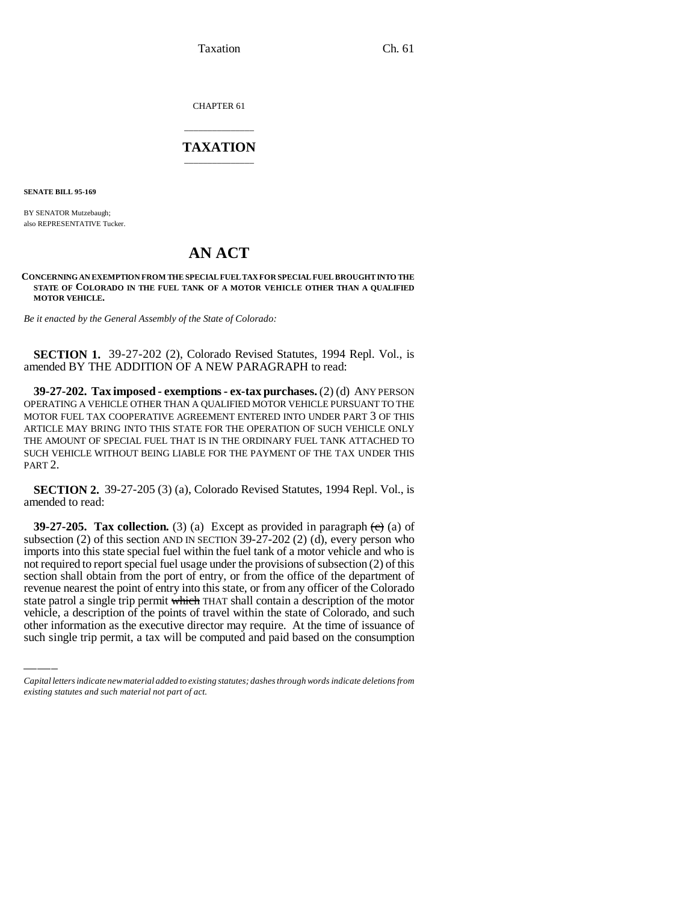CHAPTER 61

# TAXATION

**SENATE BILL 95-169**

BY SENATOR Mutzebaugh;
also REPRESENTATIVE Tucker.

# AN ACT

**CONCERNING AN EXEMPTION FROM THE SPECIAL FUEL TAX FOR SPECIAL FUEL BROUGHT INTO THE STATE OF COLORADO IN THE FUEL TANK OF A MOTOR VEHICLE OTHER THAN A QUALIFIED MOTOR VEHICLE.**

*Be it enacted by the General Assembly of the State of Colorado:*

**SECTION 1.** 39-27-202 (2), Colorado Revised Statutes, 1994 Repl. Vol., is amended BY THE ADDITION OF A NEW PARAGRAPH to read:

**39-27-202. Tax imposed - exemptions - ex-tax purchases.** (2) (d) ANY PERSON OPERATING A VEHICLE OTHER THAN A QUALIFIED MOTOR VEHICLE PURSUANT TO THE MOTOR FUEL TAX COOPERATIVE AGREEMENT ENTERED INTO UNDER PART 3 OF THIS ARTICLE MAY BRING INTO THIS STATE FOR THE OPERATION OF SUCH VEHICLE ONLY THE AMOUNT OF SPECIAL FUEL THAT IS IN THE ORDINARY FUEL TANK ATTACHED TO SUCH VEHICLE WITHOUT BEING LIABLE FOR THE PAYMENT OF THE TAX UNDER THIS PART 2.

**SECTION 2.** 39-27-205 (3) (a), Colorado Revised Statutes, 1994 Repl. Vol., is amended to read:

**39-27-205. Tax collection.** (3) (a) Except as provided in paragraph ~~(c)~~ (a) of subsection (2) of this section AND IN SECTION 39-27-202 (2) (d), every person who imports into this state special fuel within the fuel tank of a motor vehicle and who is not required to report special fuel usage under the provisions of subsection (2) of this section shall obtain from the port of entry, or from the office of the department of revenue nearest the point of entry into this state, or from any officer of the Colorado state patrol a single trip permit ~~which~~ THAT shall contain a description of the motor vehicle, a description of the points of travel within the state of Colorado, and such other information as the executive director may require. At the time of issuance of such single trip permit, a tax will be computed and paid based on the consumption

*Capital letters indicate new material added to existing statutes; dashes through words indicate deletions from existing statutes and such material not part of act.*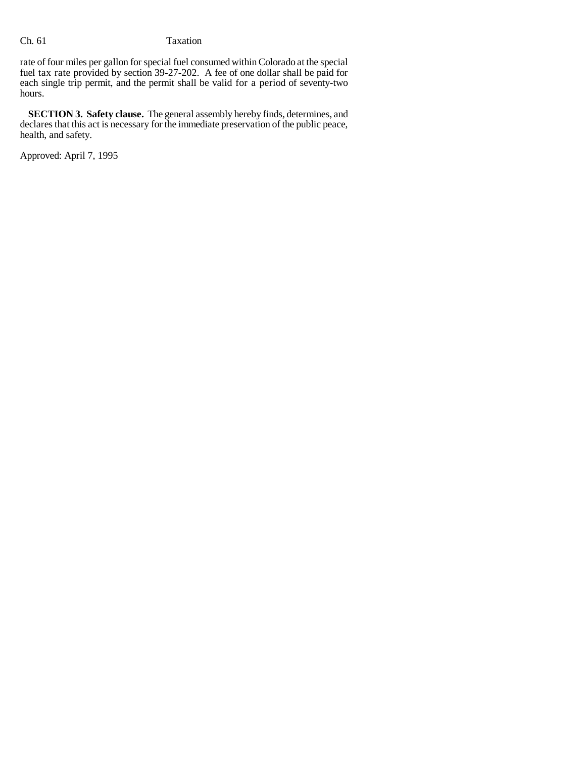rate of four miles per gallon for special fuel consumed within Colorado at the special fuel tax rate provided by section 39-27-202. A fee of one dollar shall be paid for each single trip permit, and the permit shall be valid for a period of seventy-two hours.

**SECTION 3. Safety clause.** The general assembly hereby finds, determines, and declares that this act is necessary for the immediate preservation of the public peace, health, and safety.

Approved: April 7, 1995